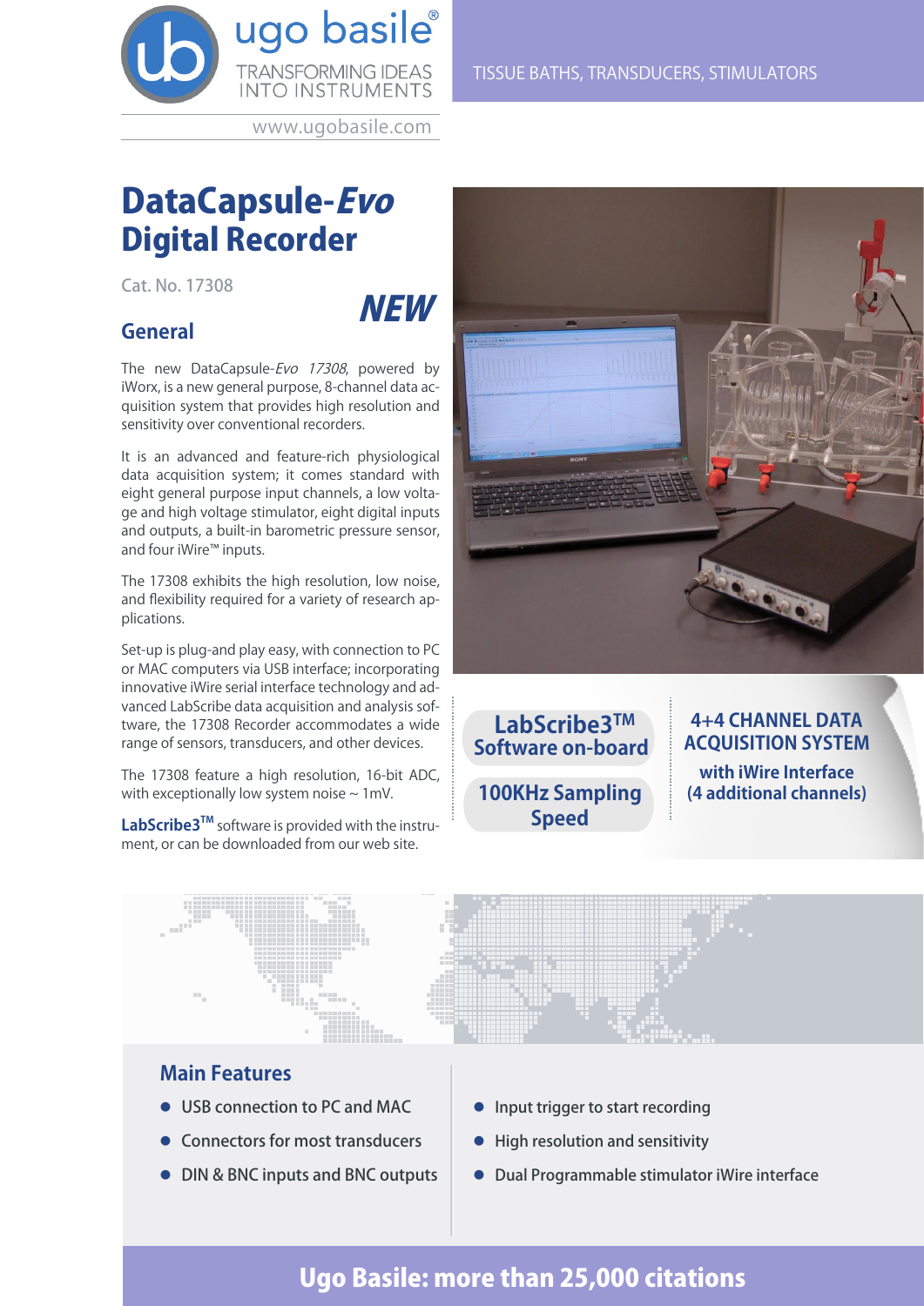ugo basile®
TRANSFORMING IDEAS INTO INSTRUMENTS
www.ugobasile.com

TISSUE BATHS, TRANSDUCERS, STIMULATORS

# DataCapsule-*Evo* Digital Recorder

Cat. No. 17308

**NEW**

## General

The new DataCapsule-*Evo 17308*, powered by iWorx, is a new general purpose, 8-channel data acquisition system that provides high resolution and sensitivity over conventional recorders.

It is an advanced and feature-rich physiological data acquisition system; it comes standard with eight general purpose input channels, a low voltage and high voltage stimulator, eight digital inputs and outputs, a built-in barometric pressure sensor, and four iWire™ inputs.

The 17308 exhibits the high resolution, low noise, and flexibility required for a variety of research applications.

Set-up is plug-and play easy, with connection to PC or MAC computers via USB interface; incorporating innovative iWire serial interface technology and advanced LabScribe data acquisition and analysis software, the 17308 Recorder accommodates a wide range of sensors, transducers, and other devices.

The 17308 feature a high resolution, 16-bit ADC, with exceptionally low system noise ~ 1mV.

**LabScribe3™** software is provided with the instrument, or can be downloaded from our web site.

**LabScribe3™ Software on-board**

**100KHz Sampling Speed**

**4+4 CHANNEL DATA ACQUISITION SYSTEM**
**with iWire Interface (4 additional channels)**

## Main Features

- USB connection to PC and MAC
- Connectors for most transducers
- DIN & BNC inputs and BNC outputs
- Input trigger to start recording
- High resolution and sensitivity
- Dual Programmable stimulator iWire interface

**Ugo Basile: more than 25,000 citations**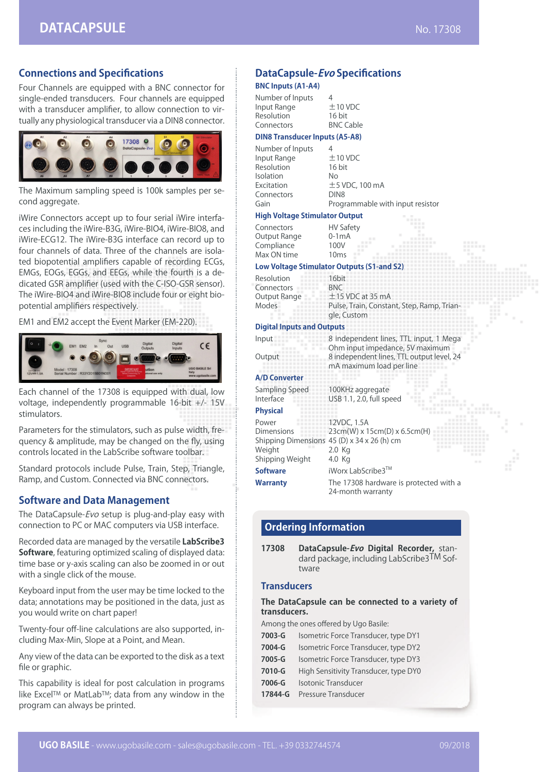# DATACAPSULE

No. 17308

## Connections and Specifications

Four Channels are equipped with a BNC connector for single-ended transducers. Four channels are equipped with a transducer amplifier, to allow connection to virtually any physiological transducer via a DIN8 connector.

The Maximum sampling speed is 100k samples per second aggregate.

iWire Connectors accept up to four serial iWire interfaces including the iWire-B3G, iWire-BIO4, iWire-BIO8, and iWire-ECG12. The iWire-B3G interface can record up to four channels of data. Three of the channels are isolated biopotential amplifiers capable of recording ECGs, EMGs, EOGs, EGGs, and EEGs, while the fourth is a dedicated GSR amplifier (used with the C-ISO-GSR sensor). The iWire-BIO4 and iWire-BIO8 include four or eight biopotential amplifiers respectively.

EM1 and EM2 accept the Event Marker (EM-220).

Each channel of the 17308 is equipped with dual, low voltage, independently programmable 16-bit +/- 15V stimulators.

Parameters for the stimulators, such as pulse width, frequency & amplitude, may be changed on the fly, using controls located in the LabScribe software toolbar.

Standard protocols include Pulse, Train, Step, Triangle, Ramp, and Custom. Connected via BNC connectors.

## Software and Data Management

The DataCapsule-*Evo* setup is plug-and-play easy with connection to PC or MAC computers via USB interface.

Recorded data are managed by the versatile **LabScribe3 Software**, featuring optimized scaling of displayed data: time base or y-axis scaling can also be zoomed in or out with a single click of the mouse.

Keyboard input from the user may be time locked to the data; annotations may be positioned in the data, just as you would write on chart paper!

Twenty-four off-line calculations are also supported, including Max-Min, Slope at a Point, and Mean.

Any view of the data can be exported to the disk as a text file or graphic.

This capability is ideal for post calculation in programs like Excel™ or MatLab™; data from any window in the program can always be printed.

## DataCapsule-*Evo* Specifications

### BNC Inputs (A1-A4)

| | |
|---|---|
| Number of Inputs | 4 |
| Input Range | ±10 VDC |
| Resolution | 16 bit |
| Connectors | BNC Cable |

### DIN8 Transducer Inputs (A5-A8)

| | |
|---|---|
| Number of Inputs | 4 |
| Input Range | ±10 VDC |
| Resolution | 16 bit |
| Isolation | No |
| Excitation | ±5 VDC, 100 mA |
| Connectors | DIN8 |
| Gain | Programmable with input resistor |

### High Voltage Stimulator Output

| | |
|---|---|
| Connectors | HV Safety |
| Output Range | 0-1mA |
| Compliance | 100V |
| Max ON time | 10ms |

### Low Voltage Stimulator Outputs (S1-and S2)

| | |
|---|---|
| Resolution | 16bit |
| Connectors | BNC |
| Output Range | ±15 VDC at 35 mA |
| Modes | Pulse, Train, Constant, Step, Ramp, Triangle, Custom |

### Digital Inputs and Outputs

| | |
|---|---|
| Input | 8 independent lines, TTL input, 1 Mega Ohm input impedance, 5V maximum |
| Output | 8 independent lines, TTL output level, 24 mA maximum load per line |

### A/D Converter

| | |
|---|---|
| Sampling Speed | 100KHz aggregate |
| Interface | USB 1.1, 2.0, full speed |

### Physical

| | |
|---|---|
| Power | 12VDC, 1.5A |
| Dimensions | 23cm(W) x 15cm(D) x 6.5cm(H) |
| Shipping Dimensions | 45 (D) x 34 x 26 (h) cm |
| Weight | 2.0 Kg |
| Shipping Weight | 4.0 Kg |

| | |
|---|---|
| **Software** | iWorx LabScribe3™ |
| **Warranty** | The 17308 hardware is protected with a 24-month warranty |

## Ordering Information

**17308** **DataCapsule-*Evo* Digital Recorder,** standard package, including LabScribe3™ Software

### Transducers

**The DataCapsule can be connected to a variety of transducers.**

Among the ones offered by Ugo Basile:

| | |
|---|---|
| **7003-G** | Isometric Force Transducer, type DY1 |
| **7004-G** | Isometric Force Transducer, type DY2 |
| **7005-G** | Isometric Force Transducer, type DY3 |
| **7010-G** | High Sensitivity Transducer, type DY0 |
| **7006-G** | Isotonic Transducer |
| **17844-G** | Pressure Transducer |

**UGO BASILE** - www.ugobasile.com - sales@ugobasile.com - TEL. +39 0332744574 09/2018